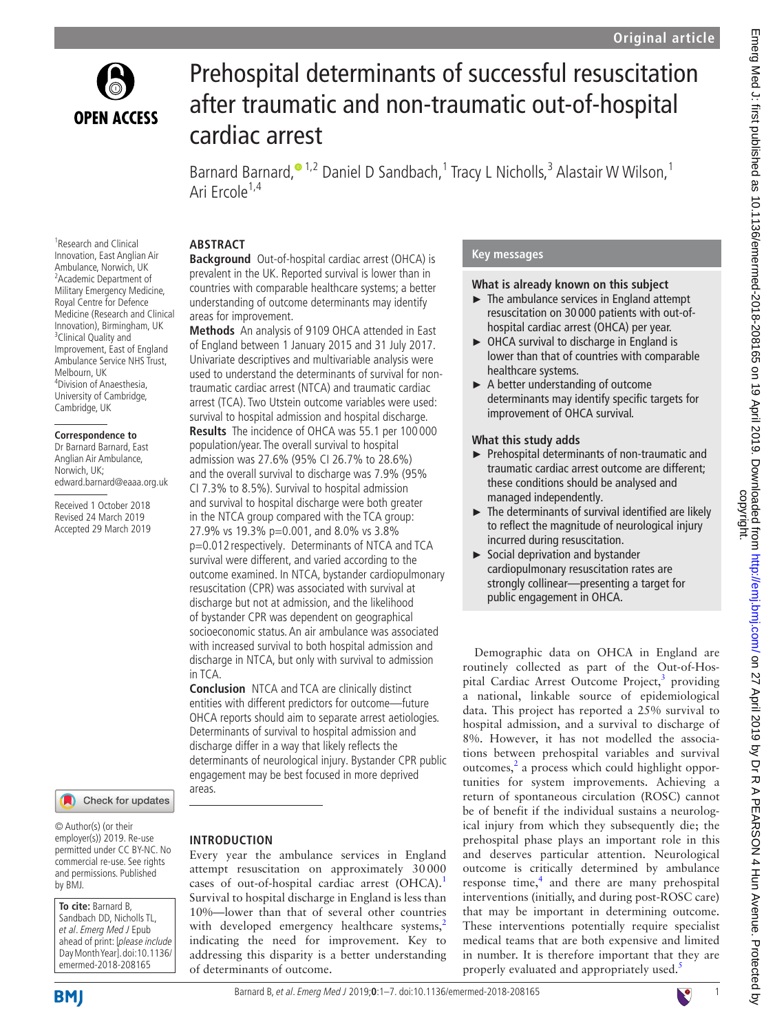# Prehospital determinants of successful resuscitation after traumatic and non-traumatic out-of-hospital cardiac arrest

Barnard Barnard,[1,2] Daniel D Sandbach,[1] Tracy L Nicholls,[3] Alastair W Wilson,[1] Ari Ercole[1,4]

[1]Research and Clinical Innovation, East Anglian Air Ambulance, Norwich, UK
[2]Academic Department of Military Emergency Medicine, Royal Centre for Defence Medicine (Research and Clinical Innovation), Birmingham, UK
[3]Clinical Quality and Improvement, East of England Ambulance Service NHS Trust, Melbourn, UK
[4]Division of Anaesthesia, University of Cambridge, Cambridge, UK

**Correspondence to**
Dr Barnard Barnard, East Anglian Air Ambulance, Norwich, UK; edward.barnard@eaaa.org.uk

Received 1 October 2018
Revised 24 March 2019
Accepted 29 March 2019

## ABSTRACT

**Background** Out-of-hospital cardiac arrest (OHCA) is prevalent in the UK. Reported survival is lower than in countries with comparable healthcare systems; a better understanding of outcome determinants may identify areas for improvement.

**Methods** An analysis of 9109 OHCA attended in East of England between 1 January 2015 and 31 July 2017. Univariate descriptives and multivariable analysis were used to understand the determinants of survival for non-traumatic cardiac arrest (NTCA) and traumatic cardiac arrest (TCA). Two Utstein outcome variables were used: survival to hospital admission and hospital discharge.

**Results** The incidence of OHCA was 55.1 per 100 000 population/year. The overall survival to hospital admission was 27.6% (95% CI 26.7% to 28.6%) and the overall survival to discharge was 7.9% (95% CI 7.3% to 8.5%). Survival to hospital admission and survival to hospital discharge were both greater in the NTCA group compared with the TCA group: 27.9% vs 19.3% p=0.001, and 8.0% vs 3.8% p=0.012 respectively. Determinants of NTCA and TCA survival were different, and varied according to the outcome examined. In NTCA, bystander cardiopulmonary resuscitation (CPR) was associated with survival at discharge but not at admission, and the likelihood of bystander CPR was dependent on geographical socioeconomic status. An air ambulance was associated with increased survival to both hospital admission and discharge in NTCA, but only with survival to admission in TCA.

**Conclusion** NTCA and TCA are clinically distinct entities with different predictors for outcome—future OHCA reports should aim to separate arrest aetiologies. Determinants of survival to hospital admission and discharge differ in a way that likely reflects the determinants of neurological injury. Bystander CPR public engagement may be best focused in more deprived areas.

© Author(s) (or their employer(s)) 2019. Re-use permitted under CC BY-NC. No commercial re-use. See rights and permissions. Published by BMJ.

**To cite:** Barnard B, Sandbach DD, Nicholls TL, *et al*. *Emerg Med J* Epub ahead of print: [*please include* Day Month Year]. doi:10.1136/emermed-2018-208165

## INTRODUCTION

Every year the ambulance services in England attempt resuscitation on approximately 30 000 cases of out-of-hospital cardiac arrest (OHCA).[1] Survival to hospital discharge in England is less than 10%—lower than that of several other countries with developed emergency healthcare systems,[2] indicating the need for improvement. Key to addressing this disparity is a better understanding of determinants of outcome.

## Key messages

### What is already known on this subject

- The ambulance services in England attempt resuscitation on 30 000 patients with out-of-hospital cardiac arrest (OHCA) per year.
- OHCA survival to discharge in England is lower than that of countries with comparable healthcare systems.
- A better understanding of outcome determinants may identify specific targets for improvement of OHCA survival.

### What this study adds

- Prehospital determinants of non-traumatic and traumatic cardiac arrest outcome are different; these conditions should be analysed and managed independently.
- The determinants of survival identified are likely to reflect the magnitude of neurological injury incurred during resuscitation.
- Social deprivation and bystander cardiopulmonary resuscitation rates are strongly collinear—presenting a target for public engagement in OHCA.

Demographic data on OHCA in England are routinely collected as part of the Out-of-Hospital Cardiac Arrest Outcome Project,[3] providing a national, linkable source of epidemiological data. This project has reported a 25% survival to hospital admission, and a survival to discharge of 8%. However, it has not modelled the associations between prehospital variables and survival outcomes,[2] a process which could highlight opportunities for system improvements. Achieving a return of spontaneous circulation (ROSC) cannot be of benefit if the individual sustains a neurological injury from which they subsequently die; the prehospital phase plays an important role in this and deserves particular attention. Neurological outcome is critically determined by ambulance response time,[4] and there are many prehospital interventions (initially, and during post-ROSC care) that may be important in determining outcome. These interventions potentially require specialist medical teams that are both expensive and limited in number. It is therefore important that they are properly evaluated and appropriately used.[5]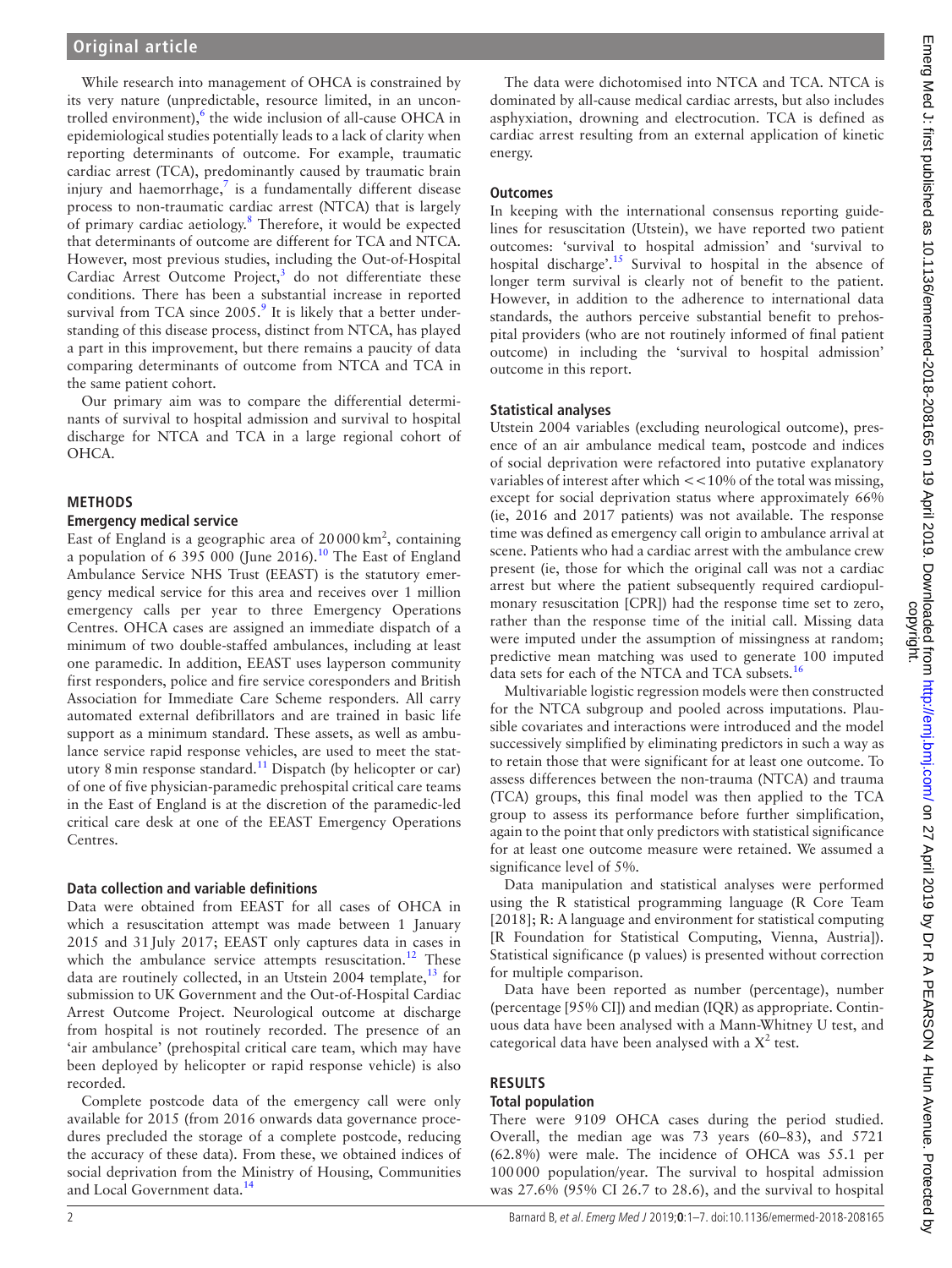While research into management of OHCA is constrained by its very nature (unpredictable, resource limited, in an uncontrolled environment),[6] the wide inclusion of all-cause OHCA in epidemiological studies potentially leads to a lack of clarity when reporting determinants of outcome. For example, traumatic cardiac arrest (TCA), predominantly caused by traumatic brain injury and haemorrhage,[7] is a fundamentally different disease process to non-traumatic cardiac arrest (NTCA) that is largely of primary cardiac aetiology.[8] Therefore, it would be expected that determinants of outcome are different for TCA and NTCA. However, most previous studies, including the Out-of-Hospital Cardiac Arrest Outcome Project,[3] do not differentiate these conditions. There has been a substantial increase in reported survival from TCA since 2005.[9] It is likely that a better understanding of this disease process, distinct from NTCA, has played a part in this improvement, but there remains a paucity of data comparing determinants of outcome from NTCA and TCA in the same patient cohort.

Our primary aim was to compare the differential determinants of survival to hospital admission and survival to hospital discharge for NTCA and TCA in a large regional cohort of OHCA.

## METHODS

### Emergency medical service

East of England is a geographic area of 20 000 km$^2$, containing a population of 6 395 000 (June 2016).[10] The East of England Ambulance Service NHS Trust (EEAST) is the statutory emergency medical service for this area and receives over 1 million emergency calls per year to three Emergency Operations Centres. OHCA cases are assigned an immediate dispatch of a minimum of two double-staffed ambulances, including at least one paramedic. In addition, EEAST uses layperson community first responders, police and fire service coresponders and British Association for Immediate Care Scheme responders. All carry automated external defibrillators and are trained in basic life support as a minimum standard. These assets, as well as ambulance service rapid response vehicles, are used to meet the statutory 8 min response standard.[11] Dispatch (by helicopter or car) of one of five physician-paramedic prehospital critical care teams in the East of England is at the discretion of the paramedic-led critical care desk at one of the EEAST Emergency Operations Centres.

### Data collection and variable definitions

Data were obtained from EEAST for all cases of OHCA in which a resuscitation attempt was made between 1 January 2015 and 31 July 2017; EEAST only captures data in cases in which the ambulance service attempts resuscitation.[12] These data are routinely collected, in an Utstein 2004 template,[13] for submission to UK Government and the Out-of-Hospital Cardiac Arrest Outcome Project. Neurological outcome at discharge from hospital is not routinely recorded. The presence of an 'air ambulance' (prehospital critical care team, which may have been deployed by helicopter or rapid response vehicle) is also recorded.

Complete postcode data of the emergency call were only available for 2015 (from 2016 onwards data governance procedures precluded the storage of a complete postcode, reducing the accuracy of these data). From these, we obtained indices of social deprivation from the Ministry of Housing, Communities and Local Government data.[14]

The data were dichotomised into NTCA and TCA. NTCA is dominated by all-cause medical cardiac arrests, but also includes asphyxiation, drowning and electrocution. TCA is defined as cardiac arrest resulting from an external application of kinetic energy.

### Outcomes

In keeping with the international consensus reporting guidelines for resuscitation (Utstein), we have reported two patient outcomes: 'survival to hospital admission' and 'survival to hospital discharge'.[15] Survival to hospital in the absence of longer term survival is clearly not of benefit to the patient. However, in addition to the adherence to international data standards, the authors perceive substantial benefit to prehospital providers (who are not routinely informed of final patient outcome) in including the 'survival to hospital admission' outcome in this report.

### Statistical analyses

Utstein 2004 variables (excluding neurological outcome), presence of an air ambulance medical team, postcode and indices of social deprivation were refactored into putative explanatory variables of interest after which <<10% of the total was missing, except for social deprivation status where approximately 66% (ie, 2016 and 2017 patients) was not available. The response time was defined as emergency call origin to ambulance arrival at scene. Patients who had a cardiac arrest with the ambulance crew present (ie, those for which the original call was not a cardiac arrest but where the patient subsequently required cardiopulmonary resuscitation [CPR]) had the response time set to zero, rather than the response time of the initial call. Missing data were imputed under the assumption of missingness at random; predictive mean matching was used to generate 100 imputed data sets for each of the NTCA and TCA subsets.[16]

Multivariable logistic regression models were then constructed for the NTCA subgroup and pooled across imputations. Plausible covariates and interactions were introduced and the model successively simplified by eliminating predictors in such a way as to retain those that were significant for at least one outcome. To assess differences between the non-trauma (NTCA) and trauma (TCA) groups, this final model was then applied to the TCA group to assess its performance before further simplification, again to the point that only predictors with statistical significance for at least one outcome measure were retained. We assumed a significance level of 5%.

Data manipulation and statistical analyses were performed using the R statistical programming language (R Core Team [2018]; R: A language and environment for statistical computing [R Foundation for Statistical Computing, Vienna, Austria]). Statistical significance (p values) is presented without correction for multiple comparison.

Data have been reported as number (percentage), number (percentage [95% CI]) and median (IQR) as appropriate. Continuous data have been analysed with a Mann-Whitney U test, and categorical data have been analysed with a $X^2$ test.

## RESULTS

### Total population

There were 9109 OHCA cases during the period studied. Overall, the median age was 73 years (60–83), and 5721 (62.8%) were male. The incidence of OHCA was 55.1 per 100 000 population/year. The survival to hospital admission was 27.6% (95% CI 26.7 to 28.6), and the survival to hospital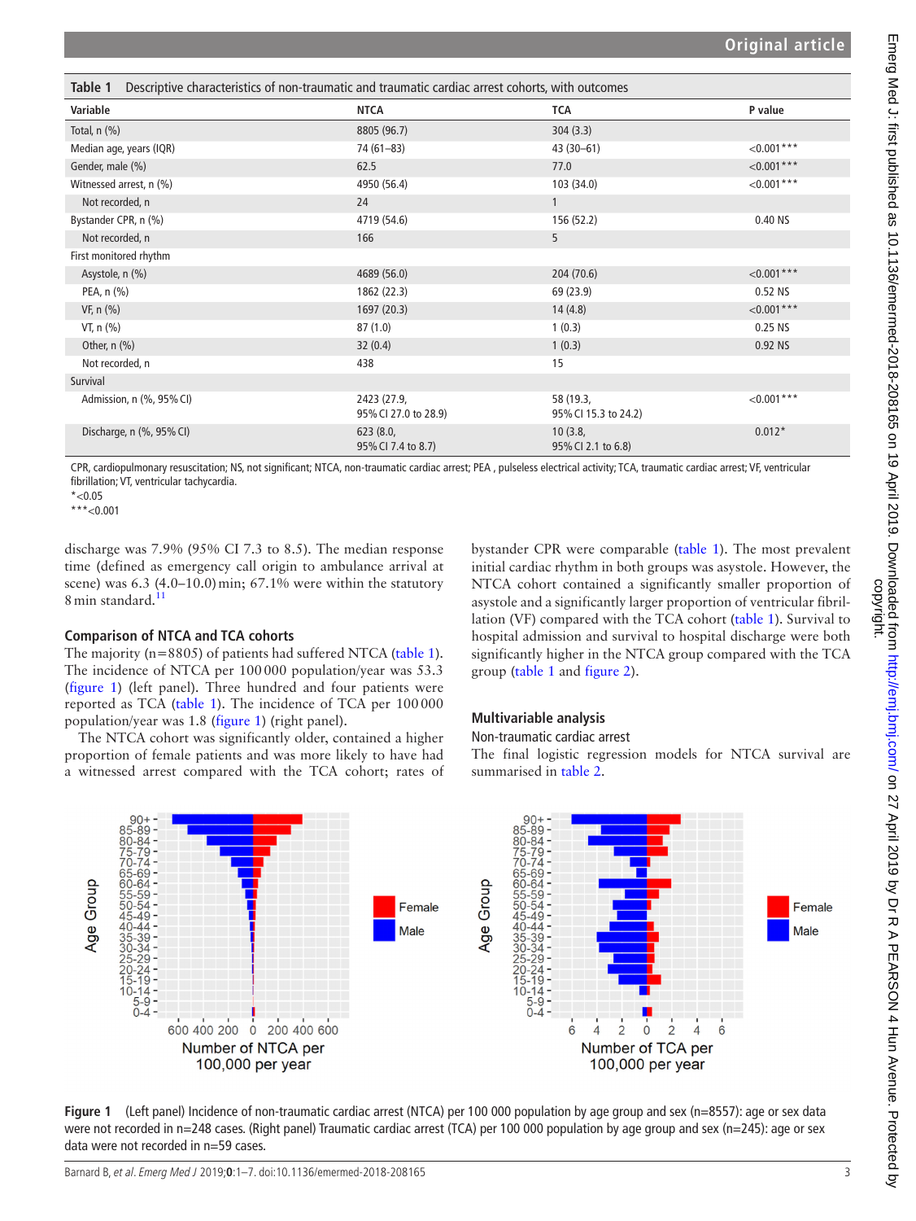**Table 1** Descriptive characteristics of non-traumatic and traumatic cardiac arrest cohorts, with outcomes

| Variable | NTCA | TCA | P value |
|---|---|---|---|
| Total, n (%) | 8805 (96.7) | 304 (3.3) | |
| Median age, years (IQR) | 74 (61–83) | 43 (30–61) | <0.001*** |
| Gender, male (%) | 62.5 | 77.0 | <0.001*** |
| Witnessed arrest, n (%) | 4950 (56.4) | 103 (34.0) | <0.001*** |
| Not recorded, n | 24 | 1 | |
| Bystander CPR, n (%) | 4719 (54.6) | 156 (52.2) | 0.40 NS |
| Not recorded, n | 166 | 5 | |
| First monitored rhythm | | | |
| Asystole, n (%) | 4689 (56.0) | 204 (70.6) | <0.001*** |
| PEA, n (%) | 1862 (22.3) | 69 (23.9) | 0.52 NS |
| VF, n (%) | 1697 (20.3) | 14 (4.8) | <0.001*** |
| VT, n (%) | 87 (1.0) | 1 (0.3) | 0.25 NS |
| Other, n (%) | 32 (0.4) | 1 (0.3) | 0.92 NS |
| Not recorded, n | 438 | 15 | |
| Survival | | | |
| Admission, n (%, 95% CI) | 2423 (27.9, 95% CI 27.0 to 28.9) | 58 (19.3, 95% CI 15.3 to 24.2) | <0.001*** |
| Discharge, n (%, 95% CI) | 623 (8.0, 95% CI 7.4 to 8.7) | 10 (3.8, 95% CI 2.1 to 6.8) | 0.012* |

CPR, cardiopulmonary resuscitation; NS, not significant; NTCA, non-traumatic cardiac arrest; PEA , pulseless electrical activity; TCA, traumatic cardiac arrest; VF, ventricular fibrillation; VT, ventricular tachycardia.
*<0.05
***<0.001

discharge was 7.9% (95% CI 7.3 to 8.5). The median response time (defined as emergency call origin to ambulance arrival at scene) was 6.3 (4.0–10.0) min; 67.1% were within the statutory 8 min standard.[11]

### Comparison of NTCA and TCA cohorts

The majority (n=8805) of patients had suffered NTCA (table 1). The incidence of NTCA per 100 000 population/year was 53.3 (figure 1) (left panel). Three hundred and four patients were reported as TCA (table 1). The incidence of TCA per 100 000 population/year was 1.8 (figure 1) (right panel).

The NTCA cohort was significantly older, contained a higher proportion of female patients and was more likely to have had a witnessed arrest compared with the TCA cohort; rates of bystander CPR were comparable (table 1). The most prevalent initial cardiac rhythm in both groups was asystole. However, the NTCA cohort contained a significantly smaller proportion of asystole and a significantly larger proportion of ventricular fibrillation (VF) compared with the TCA cohort (table 1). Survival to hospital admission and survival to hospital discharge were both significantly higher in the NTCA group compared with the TCA group (table 1 and figure 2).

### Multivariable analysis

#### Non-traumatic cardiac arrest

The final logistic regression models for NTCA survival are summarised in table 2.

**Figure 1** (Left panel) Incidence of non-traumatic cardiac arrest (NTCA) per 100 000 population by age group and sex (n=8557): age or sex data were not recorded in n=248 cases. (Right panel) Traumatic cardiac arrest (TCA) per 100 000 population by age group and sex (n=245): age or sex data were not recorded in n=59 cases.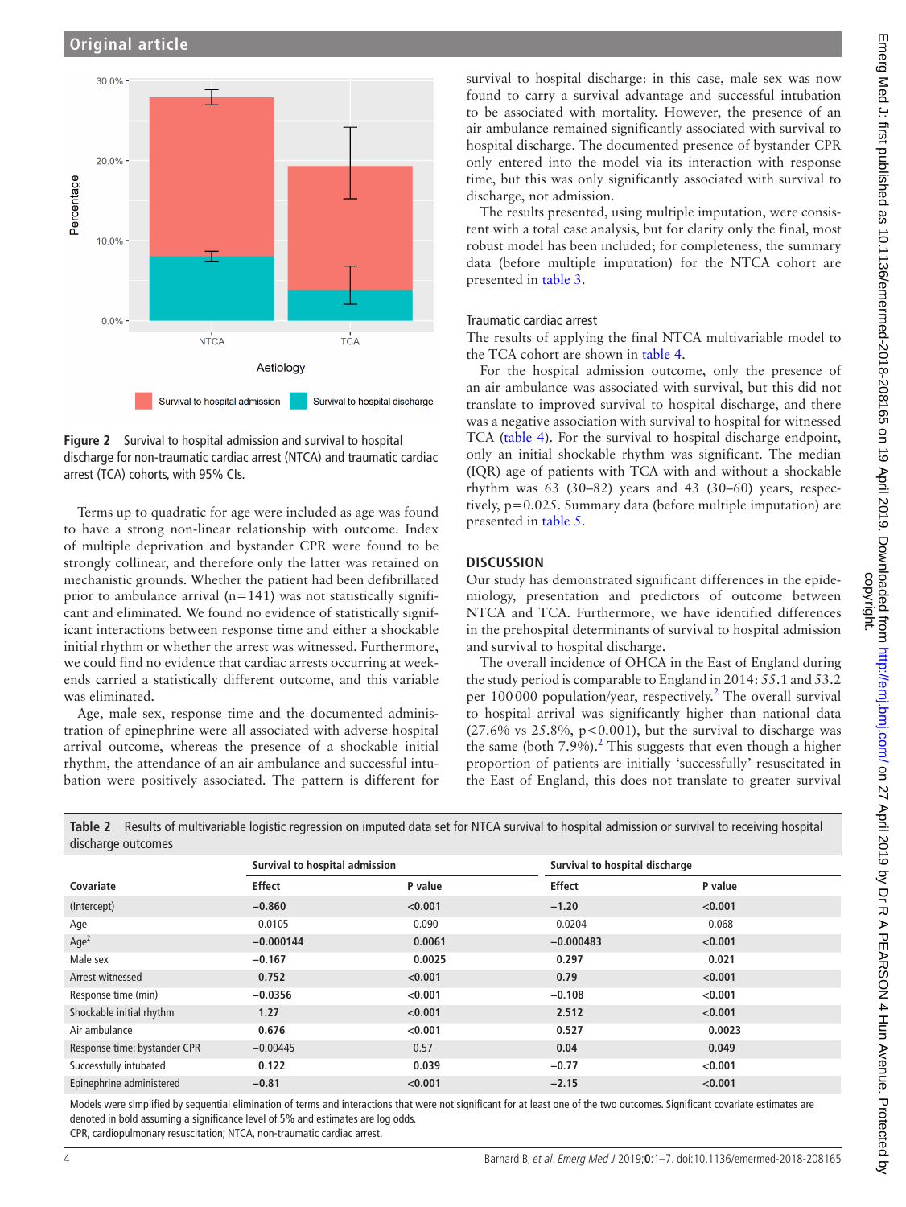Figure 2 Survival to hospital admission and survival to hospital discharge for non-traumatic cardiac arrest (NTCA) and traumatic cardiac arrest (TCA) cohorts, with 95% CIs.

Terms up to quadratic for age were included as age was found to have a strong non-linear relationship with outcome. Index of multiple deprivation and bystander CPR were found to be strongly collinear, and therefore only the latter was retained on mechanistic grounds. Whether the patient had been defibrillated prior to ambulance arrival (n=141) was not statistically significant and eliminated. We found no evidence of statistically significant interactions between response time and either a shockable initial rhythm or whether the arrest was witnessed. Furthermore, we could find no evidence that cardiac arrests occurring at weekends carried a statistically different outcome, and this variable was eliminated.

Age, male sex, response time and the documented administration of epinephrine were all associated with adverse hospital arrival outcome, whereas the presence of a shockable initial rhythm, the attendance of an air ambulance and successful intubation were positively associated. The pattern is different for survival to hospital discharge: in this case, male sex was now found to carry a survival advantage and successful intubation to be associated with mortality. However, the presence of an air ambulance remained significantly associated with survival to hospital discharge. The documented presence of bystander CPR only entered into the model via its interaction with response time, but this was only significantly associated with survival to discharge, not admission.

The results presented, using multiple imputation, were consistent with a total case analysis, but for clarity only the final, most robust model has been included; for completeness, the summary data (before multiple imputation) for the NTCA cohort are presented in table 3.

### Traumatic cardiac arrest

The results of applying the final NTCA multivariable model to the TCA cohort are shown in table 4.

For the hospital admission outcome, only the presence of an air ambulance was associated with survival, but this did not translate to improved survival to hospital discharge, and there was a negative association with survival to hospital for witnessed TCA (table 4). For the survival to hospital discharge endpoint, only an initial shockable rhythm was significant. The median (IQR) age of patients with TCA with and without a shockable rhythm was 63 (30–82) years and 43 (30–60) years, respectively, p=0.025. Summary data (before multiple imputation) are presented in table 5.

## DISCUSSION

Our study has demonstrated significant differences in the epidemiology, presentation and predictors of outcome between NTCA and TCA. Furthermore, we have identified differences in the prehospital determinants of survival to hospital admission and survival to hospital discharge.

The overall incidence of OHCA in the East of England during the study period is comparable to England in 2014: 55.1 and 53.2 per 100 000 population/year, respectively.[2] The overall survival to hospital arrival was significantly higher than national data (27.6% vs 25.8%, p<0.001), but the survival to discharge was the same (both 7.9%).[2] This suggests that even though a higher proportion of patients are initially 'successfully' resuscitated in the East of England, this does not translate to greater survival

Table 2 Results of multivariable logistic regression on imputed data set for NTCA survival to hospital admission or survival to receiving hospital discharge outcomes

| | Survival to hospital admission | | Survival to hospital discharge | |
|---|---|---|---|---|
| Covariate | Effect | P value | Effect | P value |
| (Intercept) | **−0.860** | **<0.001** | **−1.20** | **<0.001** |
| Age | 0.0105 | 0.090 | 0.0204 | 0.068 |
| Age$^2$ | **−0.000144** | **0.0061** | **−0.000483** | **<0.001** |
| Male sex | **−0.167** | **0.0025** | **0.297** | **0.021** |
| Arrest witnessed | **0.752** | **<0.001** | **0.79** | **<0.001** |
| Response time (min) | **−0.0356** | **<0.001** | **−0.108** | **<0.001** |
| Shockable initial rhythm | **1.27** | **<0.001** | **2.512** | **<0.001** |
| Air ambulance | **0.676** | **<0.001** | **0.527** | **0.0023** |
| Response time: bystander CPR | −0.00445 | 0.57 | **0.04** | **0.049** |
| Successfully intubated | **0.122** | **0.039** | **−0.77** | **<0.001** |
| Epinephrine administered | **−0.81** | **<0.001** | **−2.15** | **<0.001** |

Models were simplified by sequential elimination of terms and interactions that were not significant for at least one of the two outcomes. Significant covariate estimates are denoted in bold assuming a significance level of 5% and estimates are log odds.
CPR, cardiopulmonary resuscitation; NTCA, non-traumatic cardiac arrest.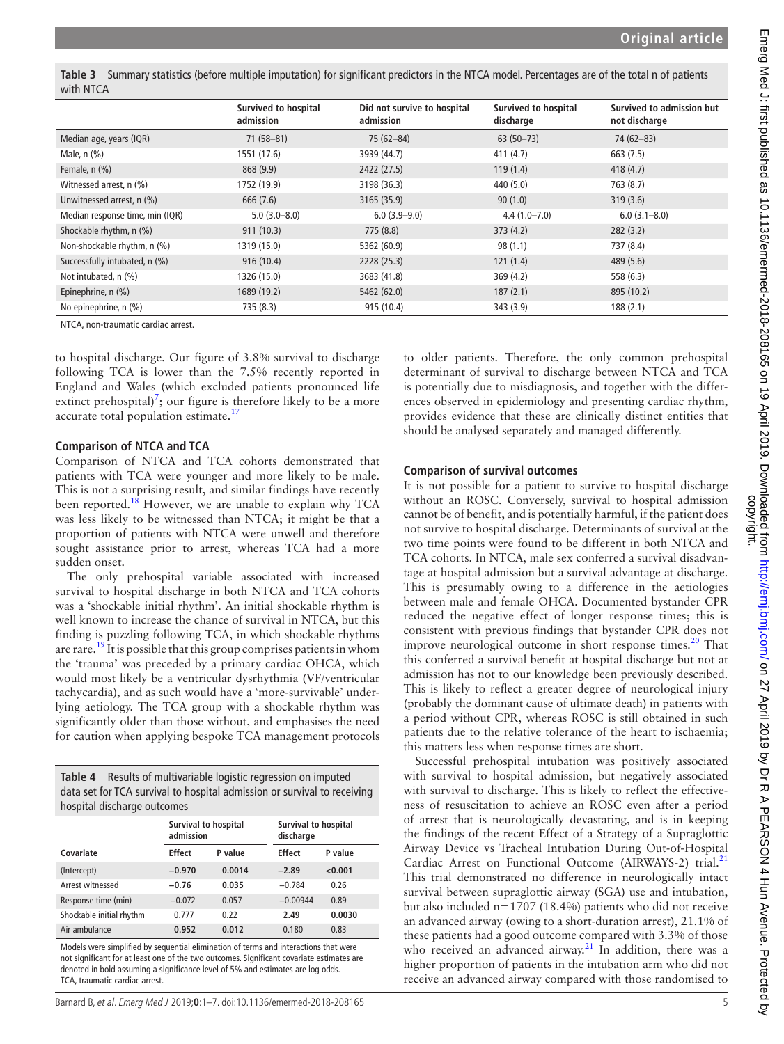**Table 3** Summary statistics (before multiple imputation) for significant predictors in the NTCA model. Percentages are of the total n of patients with NTCA

| | Survived to hospital admission | Did not survive to hospital admission | Survived to hospital discharge | Survived to admission but not discharge |
|---|---|---|---|---|
| Median age, years (IQR) | 71 (58–81) | 75 (62–84) | 63 (50–73) | 74 (62–83) |
| Male, n (%) | 1551 (17.6) | 3939 (44.7) | 411 (4.7) | 663 (7.5) |
| Female, n (%) | 868 (9.9) | 2422 (27.5) | 119 (1.4) | 418 (4.7) |
| Witnessed arrest, n (%) | 1752 (19.9) | 3198 (36.3) | 440 (5.0) | 763 (8.7) |
| Unwitnessed arrest, n (%) | 666 (7.6) | 3165 (35.9) | 90 (1.0) | 319 (3.6) |
| Median response time, min (IQR) | 5.0 (3.0–8.0) | 6.0 (3.9–9.0) | 4.4 (1.0–7.0) | 6.0 (3.1–8.0) |
| Shockable rhythm, n (%) | 911 (10.3) | 775 (8.8) | 373 (4.2) | 282 (3.2) |
| Non-shockable rhythm, n (%) | 1319 (15.0) | 5362 (60.9) | 98 (1.1) | 737 (8.4) |
| Successfully intubated, n (%) | 916 (10.4) | 2228 (25.3) | 121 (1.4) | 489 (5.6) |
| Not intubated, n (%) | 1326 (15.0) | 3683 (41.8) | 369 (4.2) | 558 (6.3) |
| Epinephrine, n (%) | 1689 (19.2) | 5462 (62.0) | 187 (2.1) | 895 (10.2) |
| No epinephrine, n (%) | 735 (8.3) | 915 (10.4) | 343 (3.9) | 188 (2.1) |

NTCA, non-traumatic cardiac arrest.

to hospital discharge. Our figure of 3.8% survival to discharge following TCA is lower than the 7.5% recently reported in England and Wales (which excluded patients pronounced life extinct prehospital)[7]; our figure is therefore likely to be a more accurate total population estimate.[17]

### Comparison of NTCA and TCA

Comparison of NTCA and TCA cohorts demonstrated that patients with TCA were younger and more likely to be male. This is not a surprising result, and similar findings have recently been reported.[18] However, we are unable to explain why TCA was less likely to be witnessed than NTCA; it might be that a proportion of patients with NTCA were unwell and therefore sought assistance prior to arrest, whereas TCA had a more sudden onset.

The only prehospital variable associated with increased survival to hospital discharge in both NTCA and TCA cohorts was a 'shockable initial rhythm'. An initial shockable rhythm is well known to increase the chance of survival in NTCA, but this finding is puzzling following TCA, in which shockable rhythms are rare.[19] It is possible that this group comprises patients in whom the 'trauma' was preceded by a primary cardiac OHCA, which would most likely be a ventricular dysrhythmia (VF/ventricular tachycardia), and as such would have a 'more-survivable' underlying aetiology. The TCA group with a shockable rhythm was significantly older than those without, and emphasises the need for caution when applying bespoke TCA management protocols to older patients. Therefore, the only common prehospital determinant of survival to discharge between NTCA and TCA is potentially due to misdiagnosis, and together with the differences observed in epidemiology and presenting cardiac rhythm, provides evidence that these are clinically distinct entities that should be analysed separately and managed differently.

**Table 4** Results of multivariable logistic regression on imputed data set for TCA survival to hospital admission or survival to receiving hospital discharge outcomes

| | Survival to hospital admission | | Survival to hospital discharge | |
|---|---|---|---|---|
| **Covariate** | **Effect** | **P value** | **Effect** | **P value** |
| (Intercept) | **−0.970** | **0.0014** | **−2.89** | **<0.001** |
| Arrest witnessed | **−0.76** | **0.035** | −0.784 | 0.26 |
| Response time (min) | −0.072 | 0.057 | −0.00944 | 0.89 |
| Shockable initial rhythm | 0.777 | 0.22 | **2.49** | **0.0030** |
| Air ambulance | **0.952** | **0.012** | 0.180 | 0.83 |

Models were simplified by sequential elimination of terms and interactions that were not significant for at least one of the two outcomes. Significant covariate estimates are denoted in bold assuming a significance level of 5% and estimates are log odds.
TCA, traumatic cardiac arrest.

### Comparison of survival outcomes

It is not possible for a patient to survive to hospital discharge without an ROSC. Conversely, survival to hospital admission cannot be of benefit, and is potentially harmful, if the patient does not survive to hospital discharge. Determinants of survival at the two time points were found to be different in both NTCA and TCA cohorts. In NTCA, male sex conferred a survival disadvantage at hospital admission but a survival advantage at discharge. This is presumably owing to a difference in the aetiologies between male and female OHCA. Documented bystander CPR reduced the negative effect of longer response times; this is consistent with previous findings that bystander CPR does not improve neurological outcome in short response times.[20] That this conferred a survival benefit at hospital discharge but not at admission has not to our knowledge been previously described. This is likely to reflect a greater degree of neurological injury (probably the dominant cause of ultimate death) in patients with a period without CPR, whereas ROSC is still obtained in such patients due to the relative tolerance of the heart to ischaemia; this matters less when response times are short.

Successful prehospital intubation was positively associated with survival to hospital admission, but negatively associated with survival to discharge. This is likely to reflect the effectiveness of resuscitation to achieve an ROSC even after a period of arrest that is neurologically devastating, and is in keeping the findings of the recent Effect of a Strategy of a Supraglottic Airway Device vs Tracheal Intubation During Out-of-Hospital Cardiac Arrest on Functional Outcome (AIRWAYS-2) trial.[21] This trial demonstrated no difference in neurologically intact survival between supraglottic airway (SGA) use and intubation, but also included n=1707 (18.4%) patients who did not receive an advanced airway (owing to a short-duration arrest), 21.1% of these patients had a good outcome compared with 3.3% of those who received an advanced airway.[21] In addition, there was a higher proportion of patients in the intubation arm who did not receive an advanced airway compared with those randomised to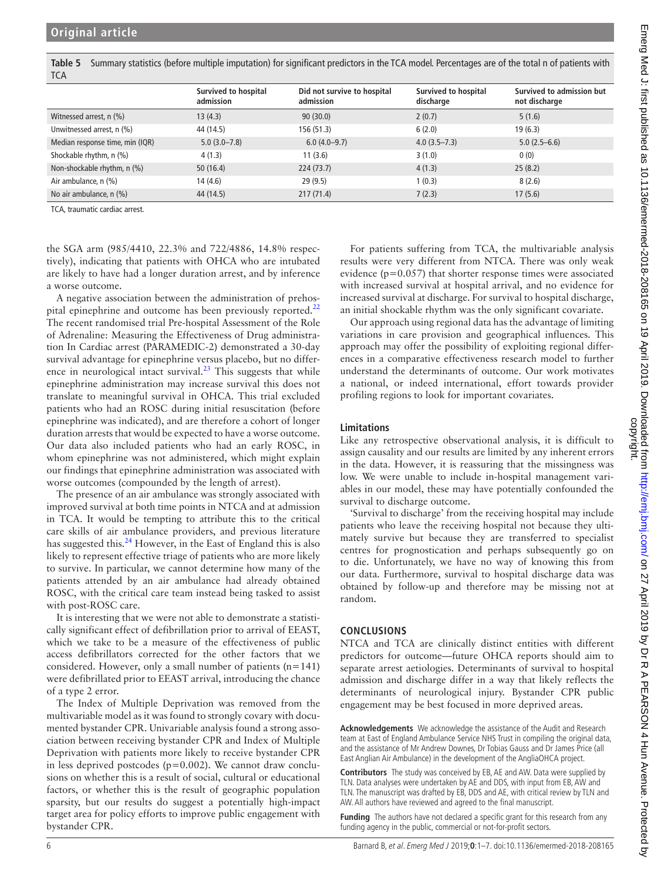**Table 5** Summary statistics (before multiple imputation) for significant predictors in the TCA model. Percentages are of the total n of patients with TCA

| | Survived to hospital admission | Did not survive to hospital admission | Survived to hospital discharge | Survived to admission but not discharge |
|---|---|---|---|---|
| Witnessed arrest, n (%) | 13 (4.3) | 90 (30.0) | 2 (0.7) | 5 (1.6) |
| Unwitnessed arrest, n (%) | 44 (14.5) | 156 (51.3) | 6 (2.0) | 19 (6.3) |
| Median response time, min (IQR) | 5.0 (3.0–7.8) | 6.0 (4.0–9.7) | 4.0 (3.5–7.3) | 5.0 (2.5–6.6) |
| Shockable rhythm, n (%) | 4 (1.3) | 11 (3.6) | 3 (1.0) | 0 (0) |
| Non-shockable rhythm, n (%) | 50 (16.4) | 224 (73.7) | 4 (1.3) | 25 (8.2) |
| Air ambulance, n (%) | 14 (4.6) | 29 (9.5) | 1 (0.3) | 8 (2.6) |
| No air ambulance, n (%) | 44 (14.5) | 217 (71.4) | 7 (2.3) | 17 (5.6) |

TCA, traumatic cardiac arrest.

the SGA arm (985/4410, 22.3% and 722/4886, 14.8% respectively), indicating that patients with OHCA who are intubated are likely to have had a longer duration arrest, and by inference a worse outcome.

A negative association between the administration of prehospital epinephrine and outcome has been previously reported.[22] The recent randomised trial Pre-hospital Assessment of the Role of Adrenaline: Measuring the Effectiveness of Drug administration In Cardiac arrest (PARAMEDIC-2) demonstrated a 30-day survival advantage for epinephrine versus placebo, but no difference in neurological intact survival.[23] This suggests that while epinephrine administration may increase survival this does not translate to meaningful survival in OHCA. This trial excluded patients who had an ROSC during initial resuscitation (before epinephrine was indicated), and are therefore a cohort of longer duration arrests that would be expected to have a worse outcome. Our data also included patients who had an early ROSC, in whom epinephrine was not administered, which might explain our findings that epinephrine administration was associated with worse outcomes (compounded by the length of arrest).

The presence of an air ambulance was strongly associated with improved survival at both time points in NTCA and at admission in TCA. It would be tempting to attribute this to the critical care skills of air ambulance providers, and previous literature has suggested this.[24] However, in the East of England this is also likely to represent effective triage of patients who are more likely to survive. In particular, we cannot determine how many of the patients attended by an air ambulance had already obtained ROSC, with the critical care team instead being tasked to assist with post-ROSC care.

It is interesting that we were not able to demonstrate a statistically significant effect of defibrillation prior to arrival of EEAST, which we take to be a measure of the effectiveness of public access defibrillators corrected for the other factors that we considered. However, only a small number of patients (n=141) were defibrillated prior to EEAST arrival, introducing the chance of a type 2 error.

The Index of Multiple Deprivation was removed from the multivariable model as it was found to strongly covary with documented bystander CPR. Univariable analysis found a strong association between receiving bystander CPR and Index of Multiple Deprivation with patients more likely to receive bystander CPR in less deprived postcodes ($p=0.002$). We cannot draw conclusions on whether this is a result of social, cultural or educational factors, or whether this is the result of geographic population sparsity, but our results do suggest a potentially high-impact target area for policy efforts to improve public engagement with bystander CPR.

For patients suffering from TCA, the multivariable analysis results were very different from NTCA. There was only weak evidence ($p=0.057$) that shorter response times were associated with increased survival at hospital arrival, and no evidence for increased survival at discharge. For survival to hospital discharge, an initial shockable rhythm was the only significant covariate.

Our approach using regional data has the advantage of limiting variations in care provision and geographical influences. This approach may offer the possibility of exploiting regional differences in a comparative effectiveness research model to further understand the determinants of outcome. Our work motivates a national, or indeed international, effort towards provider profiling regions to look for important covariates.

### Limitations

Like any retrospective observational analysis, it is difficult to assign causality and our results are limited by any inherent errors in the data. However, it is reassuring that the missingness was low. We were unable to include in-hospital management variables in our model, these may have potentially confounded the survival to discharge outcome.

'Survival to discharge' from the receiving hospital may include patients who leave the receiving hospital not because they ultimately survive but because they are transferred to specialist centres for prognostication and perhaps subsequently go on to die. Unfortunately, we have no way of knowing this from our data. Furthermore, survival to hospital discharge data was obtained by follow-up and therefore may be missing not at random.

## CONCLUSIONS

NTCA and TCA are clinically distinct entities with different predictors for outcome—future OHCA reports should aim to separate arrest aetiologies. Determinants of survival to hospital admission and discharge differ in a way that likely reflects the determinants of neurological injury. Bystander CPR public engagement may be best focused in more deprived areas.

**Acknowledgements** We acknowledge the assistance of the Audit and Research team at East of England Ambulance Service NHS Trust in compiling the original data, and the assistance of Mr Andrew Downes, Dr Tobias Gauss and Dr James Price (all East Anglian Air Ambulance) in the development of the AngliaOHCA project.

**Contributors** The study was conceived by EB, AE and AW. Data were supplied by TLN. Data analyses were undertaken by AE and DDS, with input from EB, AW and TLN. The manuscript was drafted by EB, DDS and AE, with critical review by TLN and AW. All authors have reviewed and agreed to the final manuscript.

**Funding** The authors have not declared a specific grant for this research from any funding agency in the public, commercial or not-for-profit sectors.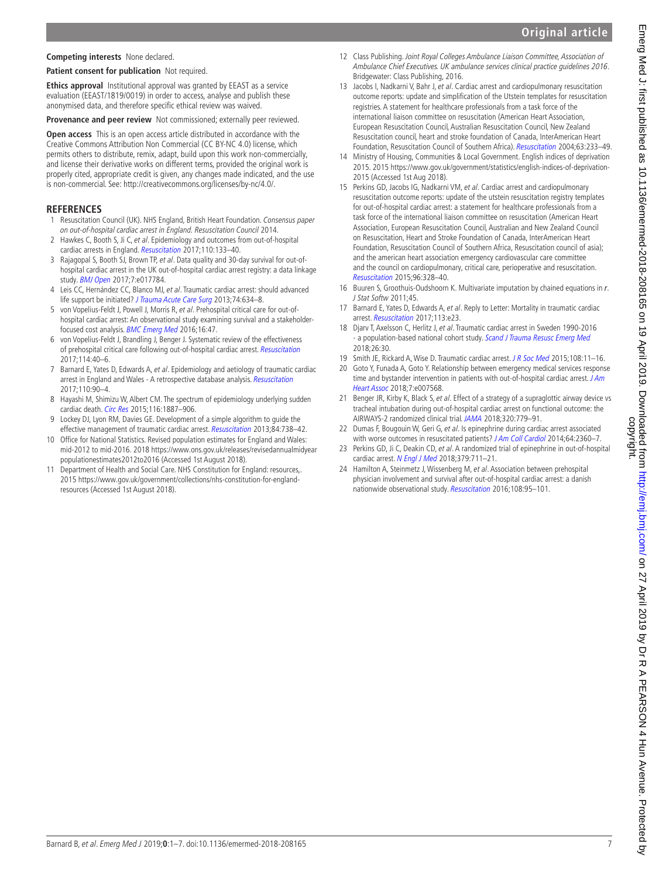**Competing interests** None declared.

**Patient consent for publication** Not required.

**Ethics approval** Institutional approval was granted by EEAST as a service evaluation (EEAST/1819/0019) in order to access, analyse and publish these anonymised data, and therefore specific ethical review was waived.

**Provenance and peer review** Not commissioned; externally peer reviewed.

**Open access** This is an open access article distributed in accordance with the Creative Commons Attribution Non Commercial (CC BY-NC 4.0) license, which permits others to distribute, remix, adapt, build upon this work non-commercially, and license their derivative works on different terms, provided the original work is properly cited, appropriate credit is given, any changes made indicated, and the use is non-commercial. See: http://creativecommons.org/licenses/by-nc/4.0/.

## REFERENCES

1. Resuscitation Council (UK). NHS England, British Heart Foundation. *Consensus paper on out-of-hospital cardiac arrest in England. Resuscitation Council* 2014.
2. Hawkes C, Booth S, Ji C, *et al*. Epidemiology and outcomes from out-of-hospital cardiac arrests in England. *Resuscitation* 2017;110:133–40.
3. Rajagopal S, Booth SJ, Brown TP, *et al*. Data quality and 30-day survival for out-of-hospital cardiac arrest in the UK out-of-hospital cardiac arrest registry: a data linkage study. *BMJ Open* 2017;7:e017784.
4. Leis CC, Hernández CC, Blanco MJ, *et al*. Traumatic cardiac arrest: should advanced life support be initiated? *J Trauma Acute Care Surg* 2013;74:634–8.
5. von Vopelius-Feldt J, Powell J, Morris R, *et al*. Prehospital critical care for out-of-hospital cardiac arrest: An observational study examining survival and a stakeholder-focused cost analysis. *BMC Emerg Med* 2016;16:47.
6. von Vopelius-Feldt J, Brandling J, Benger J. Systematic review of the effectiveness of prehospital critical care following out-of-hospital cardiac arrest. *Resuscitation* 2017;114:40–6.
7. Barnard E, Yates D, Edwards A, *et al*. Epidemiology and aetiology of traumatic cardiac arrest in England and Wales - A retrospective database analysis. *Resuscitation* 2017;110:90–4.
8. Hayashi M, Shimizu W, Albert CM. The spectrum of epidemiology underlying sudden cardiac death. *Circ Res* 2015;116:1887–906.
9. Lockey DJ, Lyon RM, Davies GE. Development of a simple algorithm to guide the effective management of traumatic cardiac arrest. *Resuscitation* 2013;84:738–42.
10. Office for National Statistics. Revised population estimates for England and Wales: mid-2012 to mid-2016. 2018 https://www.ons.gov.uk/releases/revisedannualmidyearpopulationestimates2012to2016 (Accessed 1st August 2018).
11. Department of Health and Social Care. NHS Constitution for England: resources,. 2015 https://www.gov.uk/government/collections/nhs-constitution-for-england-resources (Accessed 1st August 2018).
12. Class Publishing. *Joint Royal Colleges Ambulance Liaison Committee, Association of Ambulance Chief Executives. UK ambulance services clinical practice guidelines 2016*. Bridgewater: Class Publishing, 2016.
13. Jacobs I, Nadkarni V, Bahr J, *et al*. Cardiac arrest and cardiopulmonary resuscitation outcome reports: update and simplification of the Utstein templates for resuscitation registries. A statement for healthcare professionals from a task force of the international liaison committee on resuscitation (American Heart Association, European Resuscitation Council, Australian Resuscitation Council, New Zealand Resuscitation council, heart and stroke foundation of Canada, InterAmerican Heart Foundation, Resuscitation Council of Southern Africa). *Resuscitation* 2004;63:233–49.
14. Ministry of Housing, Communities & Local Government. English indices of deprivation 2015. 2015 https://www.gov.uk/government/statistics/english-indices-of-deprivation-2015 (Accessed 1st Aug 2018).
15. Perkins GD, Jacobs IG, Nadkarni VM, *et al*. Cardiac arrest and cardiopulmonary resuscitation outcome reports: update of the utstein resuscitation registry templates for out-of-hospital cardiac arrest: a statement for healthcare professionals from a task force of the international liaison committee on resuscitation (American Heart Association, European Resuscitation Council, Australian and New Zealand Council on Resuscitation, Heart and Stroke Foundation of Canada, InterAmerican Heart Foundation, Resuscitation Council of Southern Africa, Resuscitation council of asia); and the american heart association emergency cardiovascular care committee and the council on cardiopulmonary, critical care, perioperative and resuscitation. *Resuscitation* 2015;96:328–40.
16. Buuren S, Groothuis-Oudshoorn K. Multivariate imputation by chained equations in *r*. *J Stat Softw* 2011;45.
17. Barnard E, Yates D, Edwards A, *et al*. Reply to Letter: Mortality in traumatic cardiac arrest. *Resuscitation* 2017;113:e23.
18. Djarv T, Axelsson C, Herlitz J, *et al*. Traumatic cardiac arrest in Sweden 1990-2016 - a population-based national cohort study. *Scand J Trauma Resusc Emerg Med* 2018;26:30.
19. Smith JE, Rickard A, Wise D. Traumatic cardiac arrest. *J R Soc Med* 2015;108:11–16.
20. Goto Y, Funada A, Goto Y. Relationship between emergency medical services response time and bystander intervention in patients with out-of-hospital cardiac arrest. *J Am Heart Assoc* 2018;7:e007568.
21. Benger JR, Kirby K, Black S, *et al*. Effect of a strategy of a supraglottic airway device vs tracheal intubation during out-of-hospital cardiac arrest on functional outcome: the AIRWAYS-2 randomized clinical trial. *JAMA* 2018;320:779–91.
22. Dumas F, Bougouin W, Geri G, *et al*. Is epinephrine during cardiac arrest associated with worse outcomes in resuscitated patients? *J Am Coll Cardiol* 2014;64:2360–7.
23. Perkins GD, Ji C, Deakin CD, *et al*. A randomized trial of epinephrine in out-of-hospital cardiac arrest. *N Engl J Med* 2018;379:711–21.
24. Hamilton A, Steinmetz J, Wissenberg M, *et al*. Association between prehospital physician involvement and survival after out-of-hospital cardiac arrest: a danish nationwide observational study. *Resuscitation* 2016;108:95–101.